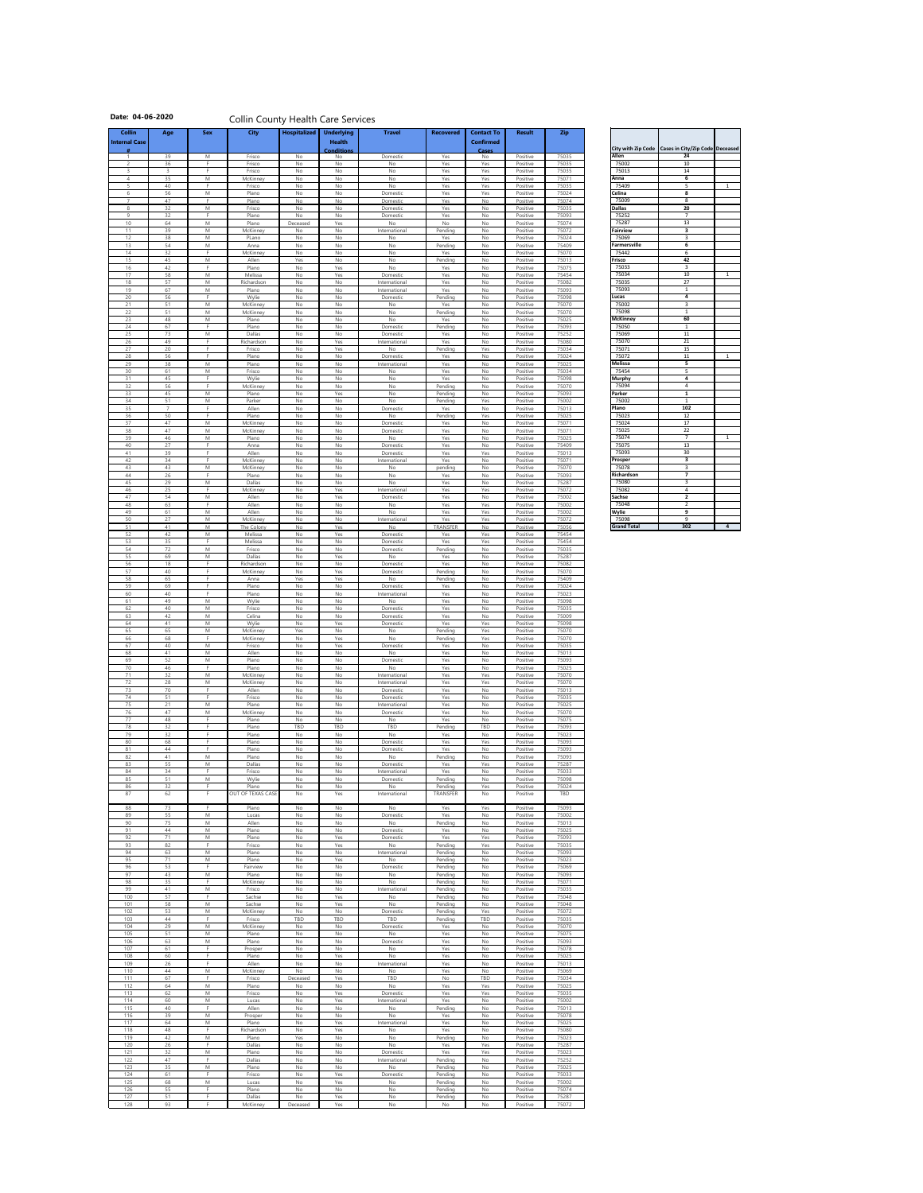**Date: 04-06-2020**

## Collin County Health Care Services

| Collin Internal Case # | Age | Sex | City | Hospitalized | Underlying Health Conditions | Travel | Recovered | Contact To Confirmed Cases | Result | Zip |
|---|---|---|---|---|---|---|---|---|---|---|
| 1 | 39 | M | Frisco | No | No | Domestic | Yes | No | Positive | 75035 |
| 2 | 36 | F | Frisco | No | No | No | Yes | Yes | Positive | 75035 |
| 3 | 3 | F | Frisco | No | No | No | Yes | Yes | Positive | 75035 |
| 4 | 35 | M | McKinney | No | No | No | Yes | Yes | Positive | 75071 |
| 5 | 40 | F | Frisco | No | No | No | Yes | Yes | Positive | 75035 |
| 6 | 56 | M | Plano | No | No | Domestic | Yes | Yes | Positive | 75024 |
| 7 | 47 | F | Plano | No | No | Domestic | Yes | No | Positive | 75074 |
| 8 | 32 | M | Frisco | No | No | Domestic | Yes | No | Positive | 75035 |
| 9 | 32 | F | Plano | No | No | Domestic | Yes | No | Positive | 75093 |
| 10 | 64 | M | Plano | Deceased | Yes | No | No | No | Positive | 75074 |
| 11 | 39 | M | McKinney | No | No | International | Pending | No | Positive | 75072 |
| 12 | 38 | M | PLano | No | No | No | Yes | No | Positive | 75024 |
| 13 | 54 | M | Anna | No | No | No | Pending | No | Positive | 75409 |
| 14 | 32 | F | McKinney | No | No | No | Yes | No | Positive | 75070 |
| 15 | 45 | M | Allen | Yes | No | No | Pending | No | Positive | 75013 |
| 16 | 42 | F | Plano | No | Yes | No | Yes | No | Positive | 75075 |
| 17 | 58 | M | Melissa | No | Yes | Domestic | Yes | No | Positive | 75454 |
| 18 | 57 | M | Richardson | No | No | International | Yes | No | Positive | 75082 |
| 19 | 67 | M | Plano | No | No | International | Yes | No | Positive | 75093 |
| 20 | 56 | F | Wylie | No | No | Domestic | Pending | No | Positive | 75098 |
| 21 | 51 | M | McKinney | No | No | No | Yes | No | Positive | 75070 |
| 22 | 51 | M | McKinney | No | No | No | Pending | No | Positive | 75070 |
| 23 | 48 | M | Plano | No | No | No | Yes | No | Positive | 75025 |
| 24 | 67 | F | Plano | No | No | Domestic | Pending | No | Positive | 75093 |
| 25 | 73 | M | Dallas | No | No | Domestic | Yes | No | Positive | 75252 |
| 26 | 49 | F | Richardson | No | Yes | International | Yes | No | Positive | 75080 |
| 27 | 20 | F | Frisco | No | Yes | No | Pending | Yes | Positive | 75034 |
| 28 | 56 | F | Plano | No | No | Domestic | Yes | No | Positive | 75024 |
| 29 | 38 | M | Plano | No | No | International | Yes | No | Positive | 75025 |
| 30 | 61 | M | Frisco | No | No | No | Yes | No | Positive | 75034 |
| 31 | 45 | F | Wylie | No | No | No | Yes | No | Positive | 75098 |
| 32 | 56 | F | McKinney | No | No | No | Pending | No | Positive | 75070 |
| 33 | 45 | M | Plano | No | Yes | No | Pending | No | Positive | 75093 |
| 34 | 51 | M | Parker | No | No | No | Pending | Yes | Positive | 75002 |
| 35 | 7 | F | Allen | No | No | Domestic | Yes | No | Positive | 75013 |
| 36 | 50 | F | Plano | No | No | No | Pending | Yes | Positive | 75025 |
| 37 | 47 | M | McKinney | No | No | Domestic | Yes | No | Positive | 75071 |
| 38 | 47 | M | McKinney | No | No | Domestic | Yes | No | Positive | 75071 |
| 39 | 46 | M | Plano | No | No | No | Yes | No | Positive | 75025 |
| 40 | 27 | F | Anna | No | No | Domestic | Yes | No | Positive | 75409 |
| 41 | 39 | F | Allen | No | No | Domestic | Yes | Yes | Positive | 75013 |
| 42 | 34 | F | McKinney | No | No | International | Yes | No | Positive | 75071 |
| 43 | 43 | M | McKinney | No | No | No | pending | No | Positive | 75070 |
| 44 | 26 | F | Plano | No | No | No | Yes | No | Positive | 75093 |
| 45 | 29 | M | Dallas | No | No | No | Yes | No | Positive | 75287 |
| 46 | 25 | F | McKinney | No | Yes | International | Yes | Yes | Positive | 75072 |
| 47 | 54 | M | Allen | No | Yes | Domestic | Yes | No | Positive | 75002 |
| 48 | 63 | F | Allen | No | No | No | Yes | Yes | Positive | 75002 |
| 49 | 61 | M | Allen | No | No | No | Yes | Yes | Positive | 75002 |
| 50 | 27 | M | McKinney | No | No | International | Yes | Yes | Positive | 75072 |
| 51 | 42 | M | The Colony | No | Yes | No | TRANSFER | No | Positive | 75056 |
| 52 | 42 | M | Melissa | No | Yes | Domestic | Yes | Yes | Positive | 75454 |
| 53 | 35 | F | Melissa | No | No | Domestic | Yes | Yes | Positive | 75454 |
| 54 | 72 | M | Frisco | No | No | Domestic | Pending | No | Positive | 75035 |
| 55 | 69 | M | Dallas | No | Yes | No | Yes | No | Positive | 75287 |
| 56 | 18 | F | Richardson | No | No | Domestic | Yes | No | Positive | 75082 |
| 57 | 40 | F | McKinney | No | Yes | Domestic | Pending | No | Positive | 75070 |
| 58 | 65 | F | Anna | Yes | Yes | No | Pending | No | Positive | 75409 |
| 59 | 69 | F | Plano | No | No | Domestic | Yes | No | Positive | 75024 |
| 60 | 40 | F | Plano | No | No | International | Yes | No | Positive | 75023 |
| 61 | 49 | M | Wylie | No | No | No | Yes | No | Positive | 75098 |
| 62 | 40 | M | Frisco | No | No | Domestic | Yes | No | Positive | 75035 |
| 63 | 42 | M | Celina | No | No | Domestic | Yes | No | Positive | 75009 |
| 64 | 41 | M | Wylie | No | Yes | Domestic | Yes | Yes | Positive | 75098 |
| 65 | 65 | M | McKinney | Yes | No | No | Pending | Yes | Positive | 75070 |
| 66 | 68 | F | McKinney | No | Yes | No | Pending | Yes | Positive | 75070 |
| 67 | 40 | M | Frisco | No | Yes | Domestic | Yes | No | Positive | 75035 |
| 68 | 41 | M | Allen | No | No | No | Yes | No | Positive | 75013 |
| 69 | 52 | M | Plano | No | No | Domestic | Yes | No | Positive | 75093 |
| 70 | 46 | F | Plano | No | No | No | Yes | No | Positive | 75025 |
| 71 | 32 | M | McKinney | No | No | International | Yes | Yes | Positive | 75070 |
| 72 | 28 | M | McKinney | No | No | International | Yes | Yes | Positive | 75070 |
| 73 | 70 | F | Allen | No | No | Domestic | Yes | No | Positive | 75013 |
| 74 | 51 | F | Frisco | No | No | Domestic | Yes | No | Positive | 75035 |
| 75 | 21 | M | Plano | No | No | International | Yes | No | Positive | 75025 |
| 76 | 47 | M | McKinney | No | No | Domestic | Yes | No | Positive | 75070 |
| 77 | 48 | F | Plano | No | No | No | Yes | No | Positive | 75075 |
| 78 | 32 | F | Plano | TBD | TBD | TBD | Pending | TBD | Positive | 75093 |
| 79 | 32 | F | Plano | No | No | No | Yes | No | Positive | 75023 |
| 80 | 68 | F | Plano | No | No | Domestic | Yes | Yes | Positive | 75093 |
| 81 | 44 | F | Plano | No | No | Domestic | Yes | No | Positive | 75093 |
| 82 | 41 | M | Plano | No | No | No | Pending | No | Positive | 75093 |
| 83 | 55 | M | Dallas | No | No | Domestic | Yes | Yes | Positive | 75287 |
| 84 | 34 | F | Frisco | No | No | International | Yes | No | Positive | 75033 |
| 85 | 51 | M | Wylie | No | No | Domestic | Pending | No | Positive | 75098 |
| 86 | 32 | F | Plano | No | No | No | Pending | Yes | Positive | 75024 |
| 87 | 62 | F | OUT OF TEXAS CASE | No | Yes | International | TRANSFER | No | Positive | TBD |
| 88 | 73 | F | Plano | No | No | No | Yes | Yes | Positive | 75093 |
| 89 | 55 | M | Lucas | No | No | Domestic | Yes | No | Positive | 75002 |
| 90 | 75 | M | Allen | No | No | No | Pending | No | Positive | 75013 |
| 91 | 44 | M | Plano | No | No | Domestic | Yes | No | Positive | 75025 |
| 92 | 71 | M | Plano | No | Yes | Domestic | Yes | Yes | Positive | 75093 |
| 93 | 82 | F | Frisco | No | Yes | No | Pending | Yes | Positive | 75035 |
| 94 | 63 | M | Plano | No | No | International | Pending | No | Positive | 75093 |
| 95 | 71 | M | Plano | No | Yes | No | Pending | No | Positive | 75023 |
| 96 | 53 | F | Fairview | No | No | Domestic | Pending | No | Positive | 75069 |
| 97 | 43 | M | Plano | No | No | No | Pending | No | Positive | 75093 |
| 98 | 35 | F | McKinney | No | No | No | Pending | No | Positive | 75071 |
| 99 | 41 | M | Frisco | No | No | International | Pending | No | Positive | 75035 |
| 100 | 57 | F | Sachse | No | Yes | No | Pending | No | Positive | 75048 |
| 101 | 58 | M | Sachse | No | Yes | No | Pending | No | Positive | 75048 |
| 102 | 53 | M | McKinney | No | No | Domestic | Pending | Yes | Positive | 75072 |
| 103 | 44 | F | Frisco | TBD | TBD | TBD | Pending | TBD | Positive | 75035 |
| 104 | 29 | M | McKinney | No | No | Domestic | Yes | No | Positive | 75070 |
| 105 | 51 | M | Plano | No | No | No | Yes | No | Positive | 75075 |
| 106 | 63 | M | Plano | No | No | Domestic | Yes | No | Positive | 75093 |
| 107 | 61 | F | Prosper | No | No | No | Yes | No | Positive | 75078 |
| 108 | 60 | F | Plano | No | Yes | No | Yes | No | Positive | 75025 |
| 109 | 26 | F | Allen | No | No | International | Yes | No | Positive | 75013 |
| 110 | 44 | M | McKinney | No | No | No | Yes | No | Positive | 75069 |
| 111 | 67 | F | Frisco | Deceased | Yes | TBD | No | TBD | Positive | 75034 |
| 112 | 64 | M | Plano | No | No | No | Yes | Yes | Positive | 75025 |
| 113 | 62 | M | Frisco | No | Yes | Domestic | Yes | Yes | Positive | 75035 |
| 114 | 60 | M | Lucas | No | Yes | International | Yes | No | Positive | 75002 |
| 115 | 40 | F | Allen | No | No | No | Pending | No | Positive | 75013 |
| 116 | 39 | M | Prosper | No | No | No | Yes | No | Positive | 75078 |
| 117 | 64 | M | Plano | No | Yes | International | Yes | No | Positive | 75025 |
| 118 | 48 | F | Richardson | No | Yes | No | Yes | No | Positive | 75080 |
| 119 | 42 | M | Plano | Yes | No | No | Pending | No | Positive | 75023 |
| 120 | 26 | F | Dallas | No | No | No | Yes | Yes | Positive | 75287 |
| 121 | 32 | M | Plano | No | No | Domestic | Yes | Yes | Positive | 75023 |
| 122 | 47 | F | Dallas | No | No | International | Pending | No | Positive | 75252 |
| 123 | 35 | M | Plano | No | No | No | Pending | No | Positive | 75025 |
| 124 | 61 | F | Frisco | No | Yes | Domestic | Pending | No | Positive | 75033 |
| 125 | 68 | M | Lucas | No | Yes | No | Pending | No | Positive | 75002 |
| 126 | 55 | F | Plano | No | No | No | Pending | No | Positive | 75074 |
| 127 | 51 | F | Dallas | No | Yes | No | Pending | No | Positive | 75287 |
| 128 | 93 | F | McKinney | Deceased | Yes | No | No | No | Positive | 75072 |

| City with Zip Code | Cases in City/Zip Code | Deceased |
|---|---|---|
| **Allen** | **24** | |
| 75002 | 10 | |
| 75013 | 14 | |
| **Anna** | **6** | |
| 75409 | 5 | 1 |
| **Celina** | **8** | |
| 75009 | 8 | |
| **Dallas** | **20** | |
| 75252 | 7 | |
| 75287 | 13 | |
| **Fairview** | **3** | |
| 75069 | 3 | |
| **Farmersville** | **6** | |
| 75442 | 6 | |
| **Frisco** | **42** | |
| 75033 | 3 | |
| 75034 | 10 | 1 |
| 75035 | 27 | |
| 75093 | 1 | |
| **Lucas** | **4** | |
| 75002 | 3 | |
| 75098 | 1 | |
| **McKinney** | **60** | |
| 75050 | 1 | |
| 75069 | 11 | |
| 75070 | 21 | |
| 75071 | 15 | |
| 75072 | 11 | 1 |
| **Melissa** | **5** | |
| 75454 | 5 | |
| **Murphy** | **4** | |
| 75094 | 4 | |
| **Parker** | **1** | |
| 75002 | 1 | |
| **Plano** | **102** | |
| 75023 | 12 | |
| 75024 | 17 | |
| 75025 | 22 | |
| 75074 | 7 | 1 |
| 75075 | 13 | |
| 75093 | 30 | |
| **Prosper** | **3** | |
| 75078 | 3 | |
| **Richardson** | **7** | |
| 75080 | 3 | |
| 75082 | 4 | |
| **Sachse** | **2** | |
| 75048 | 2 | |
| **Wylie** | **9** | |
| 75098 | 9 | |
| **Grand Total** | **302** | **4** |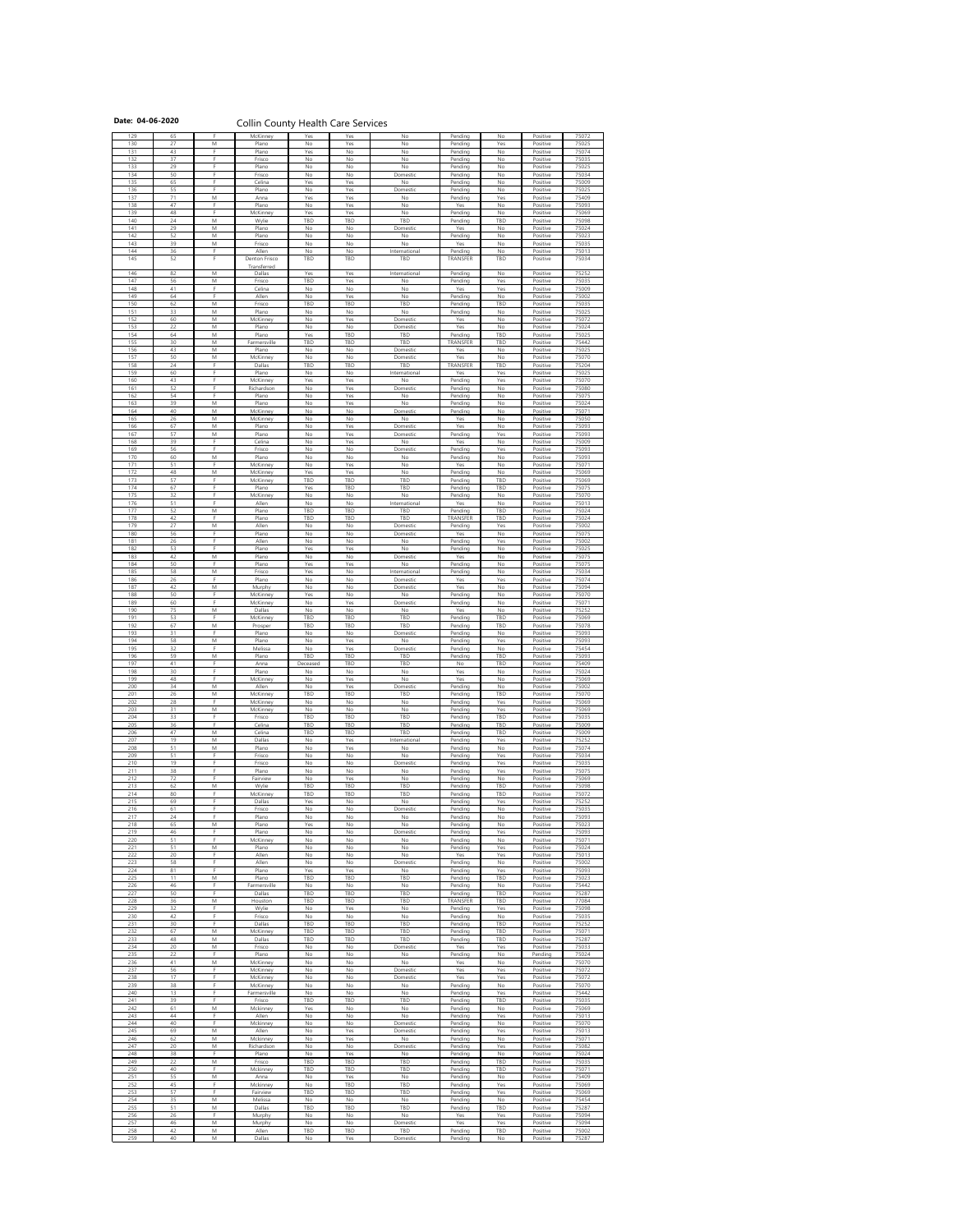Date: 04-06-2020

# Collin County Health Care Services

| | | | | | | | | | | |
|---|---|---|---|---|---|---|---|---|---|---|
| 129 | 65 | F | McKinney | Yes | Yes | No | Pending | No | Positive | 75072 |
| 130 | 27 | M | Plano | No | Yes | No | Pending | Yes | Positive | 75025 |
| 131 | 43 | F | Plano | Yes | No | No | Pending | No | Positive | 75074 |
| 132 | 37 | F | Frisco | No | No | No | Pending | No | Positive | 75035 |
| 133 | 29 | F | Plano | No | No | No | Pending | No | Positive | 75025 |
| 134 | 50 | F | Frisco | No | No | Domestic | Pending | No | Positive | 75034 |
| 135 | 65 | F | Celina | Yes | Yes | No | Pending | No | Positive | 75009 |
| 136 | 55 | F | Plano | No | Yes | Domestic | Pending | No | Positive | 75025 |
| 137 | 71 | M | Anna | Yes | Yes | No | Pending | Yes | Positive | 75409 |
| 138 | 47 | F | Plano | No | Yes | No | Yes | No | Positive | 75093 |
| 139 | 48 | F | McKinney | Yes | Yes | No | Pending | No | Positive | 75069 |
| 140 | 24 | M | Wylie | TBD | TBD | TBD | Pending | TBD | Positive | 75098 |
| 141 | 29 | M | Plano | No | No | Domestic | Yes | No | Positive | 75024 |
| 142 | 52 | M | Plano | No | No | No | Pending | No | Positive | 75023 |
| 143 | 39 | M | Frisco | No | No | No | Yes | No | Positive | 75035 |
| 144 | 36 | F | Allen | No | No | International | Pending | No | Positive | 75013 |
| 145 | 52 | F | Denton Frisco Transferred | TBD | TBD | TBD | TRANSFER | TBD | Positive | 75034 |
| 146 | 82 | M | Dallas | Yes | Yes | International | Pending | No | Positive | 75252 |
| 147 | 56 | M | Frisco | TBD | Yes | No | Pending | Yes | Positive | 75035 |
| 148 | 41 | F | Celina | No | No | No | Yes | Yes | Positive | 75009 |
| 149 | 64 | F | Allen | No | Yes | No | Pending | No | Positive | 75002 |
| 150 | 62 | M | Frisco | TBD | TBD | TBD | Pending | TBD | Positive | 75035 |
| 151 | 33 | M | Plano | No | No | No | Pending | No | Positive | 75025 |
| 152 | 60 | M | McKinney | No | Yes | Domestic | Yes | No | Positive | 75072 |
| 153 | 22 | M | Plano | No | No | Domestic | Yes | No | Positive | 75024 |
| 154 | 64 | M | Plano | Yes | TBD | TBD | Pending | TBD | Positive | 75025 |
| 155 | 30 | M | Farmersville | TBD | TBD | TBD | TRANSFER | TBD | Positive | 75442 |
| 156 | 43 | M | Plano | No | No | Domestic | Yes | No | Positive | 75025 |
| 157 | 50 | M | McKinney | No | No | Domestic | Yes | No | Positive | 75070 |
| 158 | 24 | F | Dallas | TBD | TBD | TBD | TRANSFER | TBD | Positive | 75204 |
| 159 | 60 | F | Plano | No | No | International | Yes | Yes | Positive | 75025 |
| 160 | 43 | F | McKinney | Yes | Yes | No | Pending | Yes | Positive | 75070 |
| 161 | 52 | F | Richardson | No | Yes | Domestic | Pending | No | Positive | 75080 |
| 162 | 54 | F | Plano | No | Yes | No | Pending | No | Positive | 75075 |
| 163 | 39 | M | Plano | No | Yes | No | Pending | No | Positive | 75024 |
| 164 | 40 | M | McKinney | No | Yes | Domestic | Pending | No | Positive | 75071 |
| 165 | 26 | M | McKinney | No | No | No | Yes | No | Positive | 75050 |
| 166 | 67 | M | Plano | No | Yes | Domestic | Yes | No | Positive | 75093 |
| 167 | 57 | M | Plano | No | Yes | Domestic | Pending | Yes | Positive | 75093 |
| 168 | 39 | F | Celina | No | Yes | No | Yes | No | Positive | 75009 |
| 169 | 56 | F | Frisco | No | No | Domestic | Pending | Yes | Positive | 75093 |
| 170 | 60 | M | Plano | No | No | No | Pending | No | Positive | 75093 |
| 171 | 51 | F | McKinney | No | Yes | No | Yes | No | Positive | 75071 |
| 172 | 48 | M | McKinney | Yes | Yes | No | Pending | No | Positive | 75069 |
| 173 | 57 | F | McKinney | TBD | TBD | TBD | Pending | TBD | Positive | 75069 |
| 174 | 67 | F | Plano | Yes | TBD | TBD | Pending | TBD | Positive | 75075 |
| 175 | 32 | F | McKinney | No | No | No | Pending | No | Positive | 75070 |
| 176 | 51 | F | Allen | No | No | International | Yes | No | Positive | 75013 |
| 177 | 52 | M | Plano | TBD | TBD | TBD | Pending | TBD | Positive | 75024 |
| 178 | 42 | F | Plano | TBD | TBD | TBD | TRANSFER | TBD | Positive | 75024 |
| 179 | 27 | M | Allen | No | No | Domestic | Pending | Yes | Positive | 75002 |
| 180 | 56 | F | Plano | No | No | Domestic | Yes | No | Positive | 75075 |
| 181 | 26 | F | Allen | No | No | No | Pending | Yes | Positive | 75002 |
| 182 | 53 | F | Plano | Yes | Yes | No | Pending | No | Positive | 75025 |
| 183 | 42 | M | Plano | No | No | Domestic | Yes | No | Positive | 75075 |
| 184 | 50 | F | Plano | Yes | Yes | No | Pending | No | Positive | 75075 |
| 185 | 58 | M | Frisco | Yes | No | International | Pending | No | Positive | 75034 |
| 186 | 26 | F | Plano | No | No | Domestic | Yes | Yes | Positive | 75074 |
| 187 | 42 | M | Murphy | No | No | Domestic | Yes | No | Positive | 75094 |
| 188 | 50 | F | McKinney | Yes | No | No | Pending | No | Positive | 75070 |
| 189 | 60 | F | McKinney | No | Yes | Domestic | Pending | No | Positive | 75071 |
| 190 | 75 | M | Dallas | No | No | No | Yes | No | Positive | 75252 |
| 191 | 53 | F | McKinney | TBD | TBD | TBD | Pending | TBD | Positive | 75069 |
| 192 | 67 | M | Prosper | TBD | TBD | TBD | Pending | TBD | Positive | 75078 |
| 193 | 31 | F | Plano | No | No | Domestic | Pending | No | Positive | 75093 |
| 194 | 58 | M | Plano | No | Yes | No | Pending | Yes | Positive | 75093 |
| 195 | 32 | F | Melissa | No | Yes | Domestic | Pending | No | Positive | 75454 |
| 196 | 59 | M | Plano | TBD | TBD | TBD | Pending | TBD | Positive | 75093 |
| 197 | 41 | F | Anna | Deceased | TBD | TBD | No | TBD | Positive | 75409 |
| 198 | 30 | F | Plano | No | No | No | Yes | No | Positive | 75024 |
| 199 | 48 | F | McKinney | No | Yes | No | Yes | No | Positive | 75069 |
| 200 | 34 | M | Allen | No | Yes | Domestic | Pending | No | Positive | 75002 |
| 201 | 26 | M | McKinney | TBD | TBD | TBD | Pending | TBD | Positive | 75070 |
| 202 | 28 | F | McKinney | No | No | No | Pending | Yes | Positive | 75069 |
| 203 | 31 | M | McKinney | No | No | No | Pending | Yes | Positive | 75069 |
| 204 | 33 | F | Frisco | TBD | TBD | TBD | Pending | TBD | Positive | 75035 |
| 205 | 36 | F | Celina | TBD | TBD | TBD | Pending | TBD | Positive | 75009 |
| 206 | 47 | M | Celina | TBD | TBD | TBD | Pending | TBD | Positive | 75009 |
| 207 | 19 | M | Dallas | No | Yes | International | Pending | Yes | Positive | 75252 |
| 208 | 51 | M | Plano | No | Yes | No | Pending | No | Positive | 75074 |
| 209 | 51 | F | Frisco | No | No | No | Pending | Yes | Positive | 75034 |
| 210 | 19 | F | Frisco | No | No | Domestic | Pending | Yes | Positive | 75035 |
| 211 | 38 | F | Plano | No | No | No | Pending | Yes | Positive | 75075 |
| 212 | 72 | F | Fairview | No | Yes | No | Pending | No | Positive | 75069 |
| 213 | 62 | M | Wylie | TBD | TBD | TBD | Pending | TBD | Positive | 75098 |
| 214 | 80 | F | McKinney | TBD | TBD | TBD | Pending | TBD | Positive | 75072 |
| 215 | 69 | F | Dallas | Yes | Yes | No | Pending | Yes | Positive | 75252 |
| 216 | 61 | F | Frisco | No | No | Domestic | Pending | No | Positive | 75035 |
| 217 | 24 | F | Plano | No | No | No | Pending | No | Positive | 75093 |
| 218 | 65 | M | Plano | Yes | No | No | Pending | No | Positive | 75023 |
| 219 | 46 | F | Plano | No | No | Domestic | Pending | Yes | Positive | 75093 |
| 220 | 51 | F | McKinney | No | No | No | Pending | No | Positive | 75071 |
| 221 | 51 | M | Plano | No | No | No | Pending | Yes | Positive | 75024 |
| 222 | 20 | F | Allen | No | No | No | Yes | Yes | Positive | 75013 |
| 223 | 58 | F | Allen | No | No | Domestic | Pending | No | Positive | 75002 |
| 224 | 81 | F | Plano | Yes | Yes | No | Pending | Yes | Positive | 75093 |
| 225 | 11 | M | Plano | TBD | TBD | TBD | Pending | TBD | Positive | 75023 |
| 226 | 46 | F | Farmersville | No | No | No | Pending | No | Positive | 75442 |
| 227 | 50 | F | Dallas | TBD | TBD | TBD | Pending | TBD | Positive | 75287 |
| 228 | 36 | M | Houston | TBD | TBD | TBD | TRANSFER | TBD | Positive | 77084 |
| 229 | 32 | F | Wylie | No | Yes | No | Pending | Yes | Positive | 75098 |
| 230 | 42 | F | Frisco | No | No | No | Pending | No | Positive | 75035 |
| 231 | 30 | F | Dallas | TBD | TBD | TBD | Pending | TBD | Positive | 75252 |
| 232 | 67 | M | McKinney | TBD | TBD | TBD | Pending | TBD | Positive | 75071 |
| 233 | 48 | M | Dallas | TBD | TBD | TBD | Pending | TBD | Positive | 75287 |
| 234 | 20 | M | Frisco | No | No | Domestic | Yes | Yes | Positive | 75033 |
| 235 | 22 | F | Plano | No | No | No | Pending | No | Pending | 75024 |
| 236 | 41 | M | McKinney | No | No | No | Yes | No | Positive | 75070 |
| 237 | 56 | F | McKinney | No | No | Domestic | Yes | Yes | Positive | 75072 |
| 238 | 17 | F | McKinney | No | No | Domestic | Yes | Yes | Positive | 75072 |
| 239 | 38 | F | McKinney | No | No | No | Pending | No | Positive | 75070 |
| 240 | 13 | F | Farmersville | No | No | No | Pending | Yes | Positive | 75442 |
| 241 | 39 | F | Frisco | TBD | TBD | TBD | Pending | TBD | Positive | 75035 |
| 242 | 61 | M | Mckinney | Yes | No | No | Pending | No | Positive | 75069 |
| 243 | 44 | F | Allen | No | No | No | Pending | Yes | Positive | 75013 |
| 244 | 40 | F | Mckinney | No | No | Domestic | Pending | No | Positive | 75070 |
| 245 | 69 | M | Allen | No | Yes | Domestic | Pending | Yes | Positive | 75013 |
| 246 | 62 | M | Mckinney | No | Yes | No | Pending | No | Positive | 75071 |
| 247 | 20 | M | Richardson | No | No | Domestic | Pending | Yes | Positive | 75082 |
| 248 | 38 | F | Plano | No | Yes | No | Pending | No | Positive | 75024 |
| 249 | 22 | M | Frisco | TBD | TBD | TBD | Pending | TBD | Positive | 75035 |
| 250 | 40 | F | Mckinney | TBD | TBD | TBD | Pending | TBD | Positive | 75071 |
| 251 | 55 | M | Anna | No | Yes | No | Pending | No | Positive | 75409 |
| 252 | 45 | F | Mckinney | No | TBD | TBD | Pending | Yes | Positive | 75069 |
| 253 | 57 | F | Fairview | TBD | TBD | TBD | Pending | Yes | Positive | 75069 |
| 254 | 35 | M | Melissa | No | No | No | Pending | No | Positive | 75454 |
| 255 | 51 | M | Dallas | TBD | TBD | TBD | Pending | TBD | Positive | 75287 |
| 256 | 26 | F | Murphy | No | No | No | Yes | Yes | Positive | 75094 |
| 257 | 46 | M | Murphy | No | No | Domestic | Yes | Yes | Positive | 75094 |
| 258 | 42 | M | Allen | TBD | TBD | TBD | Pending | TBD | Positive | 75002 |
| 259 | 40 | M | Dallas | No | Yes | Domestic | Pending | No | Positive | 75287 |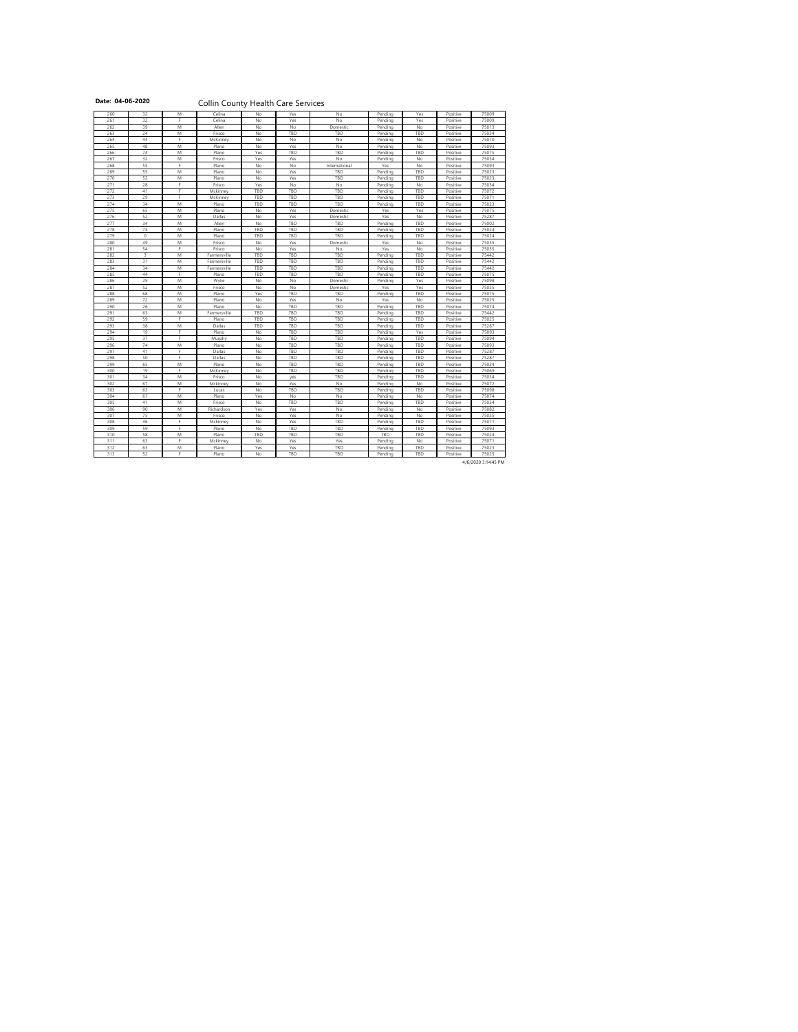**Date: 04-06-2020**

# Collin County Health Care Services

| | | | | | | | | | | |
|---|---|---|---|---|---|---|---|---|---|---|
| 260 | 32 | M | Celina | No | Yes | No | Pending | Yes | Positive | 75009 |
| 261 | 32 | F | Celina | No | Yes | No | Pending | Yes | Positive | 75009 |
| 262 | 39 | M | Allen | No | No | Domestic | Pending | No | Positive | 75013 |
| 263 | 24 | M | Frisco | No | TBD | TBD | Pending | TBD | Positive | 75034 |
| 264 | 44 | F | McKinney | No | No | No | Pending | No | Positive | 75070 |
| 265 | 48 | M | Plano | No | Yes | No | Pending | No | Positive | 75093 |
| 266 | 74 | M | Plano | Yes | TBD | TBD | Pending | TBD | Positive | 75075 |
| 267 | 32 | M | Frisco | Yes | Yes | No | Pending | No | Positive | 75034 |
| 268 | 55 | F | Plano | No | No | International | Yes | No | Positive | 75093 |
| 269 | 55 | M | Plano | No | Yes | TBD | Pending | TBD | Positive | 75023 |
| 270 | 52 | M | Plano | No | Yes | TBD | Pending | TBD | Positive | 75023 |
| 271 | 28 | F | Frisco | Yes | No | No | Pending | No | Positive | 75034 |
| 272 | 41 | F | Mckinney | TBD | TBD | TBD | Pending | TBD | Positive | 75072 |
| 273 | 29 | F | McKinney | TBD | TBD | TBD | Pending | TBD | Positive | 75071 |
| 274 | 34 | M | Plano | TBD | TBD | TBD | Pending | TBD | Positive | 75023 |
| 275 | 65 | M | Plano | No | Yes | Domestic | Yes | Yes | Positive | 75075 |
| 276 | 52 | M | Dallas | No | Yes | Domestic | Yes | No | Positive | 75287 |
| 277 | 34 | M | Allen | No | TBD | TBD | Pending | TBD | Positive | 75002 |
| 278 | 74 | M | Plano | TBD | TBD | TBD | Pending | TBD | Positive | 75024 |
| 279 | 0 | M | Plano | TBD | TBD | TBD | Pending | TBD | Positive | 75024 |
| 280 | 49 | M | Frisco | No | Yes | Domestic | Yes | No | Positive | 75035 |
| 281 | 54 | F | Frisco | No | Yes | No | Yes | No | Positive | 75035 |
| 282 | 3 | M | Farmersville | TBD | TBD | TBD | Pending | TBD | Positive | 75442 |
| 283 | 31 | M | Farmersville | TBD | TBD | TBD | Pending | TBD | Positive | 75442 |
| 284 | 34 | M | Farmersville | TBD | TBD | TBD | Pending | TBD | Positive | 75442 |
| 285 | 44 | F | Plano | TBD | TBD | TBD | Pending | TBD | Positive | 75075 |
| 286 | 29 | M | Wylie | No | No | Domestic | Pending | Yes | Positive | 75098 |
| 287 | 52 | M | Frisco | No | No | Domestic | Yes | Yes | Positive | 75035 |
| 288 | 68 | M | Plano | Yes | TBD | TBD | Pending | TBD | Positive | 75075 |
| 289 | 72 | M | Plano | No | Yes | No | Yes | No | Positive | 75025 |
| 290 | 26 | M | Plano | No | TBD | TBD | Pending | TBD | Positive | 75074 |
| 291 | 63 | M | Farmersville | TBD | TBD | TBD | Pending | TBD | Positive | 75442 |
| 292 | 59 | F | Plano | TBD | TBD | TBD | Pending | TBD | Positive | 75025 |
| 293 | 38 | M | Dallas | TBD | TBD | TBD | Pending | TBD | Positive | 75287 |
| 294 | 19 | F | Plano | No | TBD | TBD | Pending | Yes | Positive | 75093 |
| 295 | 37 | F | Murphy | No | TBD | TBD | Pending | TBD | Positive | 75094 |
| 296 | 74 | M | Plano | No | TBD | TBD | Pending | TBD | Positive | 75093 |
| 297 | 41 | F | Dallas | No | TBD | TBD | Pending | TBD | Positive | 75287 |
| 298 | 50 | F | Dallas | No | TBD | TBD | Pending | TBD | Positive | 75287 |
| 299 | 65 | M | Plano | No | TBD | TBD | Pending | TBD | Positive | 75024 |
| 300 | 19 | F | McKinney | No | TBD | TBD | Pending | TBD | Positive | 75069 |
| 301 | 34 | M | Frisco | No | yes | TBD | Pending | TBD | Positive | 75034 |
| 302 | 67 | M | Mckinney | No | Yes | No | Pending | No | Positive | 75072 |
| 303 | 63 | F | Lucas | No | TBD | TBD | Pending | TBD | Positive | 75098 |
| 304 | 61 | M | Plano | Yes | No | No | Pending | No | Positive | 75074 |
| 305 | 41 | M | Frisco | No | TBD | TBD | Pending | TBD | Positive | 75034 |
| 306 | 90 | M | Richardson | Yes | Yes | No | Pending | No | Positive | 75082 |
| 307 | 75 | M | Frisco | No | Yes | No | Pending | No | Positive | 75035 |
| 308 | 46 | F | Mckinney | No | Yes | TBD | Pending | TBD | Positive | 75071 |
| 309 | 59 | F | Plano | No | TBD | TBD | Pending | TBD | Positive | 75093 |
| 310 | 58 | M | Plano | TBD | TBD | TBD | TBD | TBD | Positive | 75024 |
| 311 | 63 | F | Mckinney | No | Yes | Yes | Pending | No | Positive | 75071 |
| 312 | 63 | M | Plano | Yes | Yes | TBD | Pending | TBD | Positive | 75023 |
| 313 | 52 | F | Plano | No | TBD | TBD | Pending | TBD | Positive | 75025 |

4/6/2020 3:14:45 PM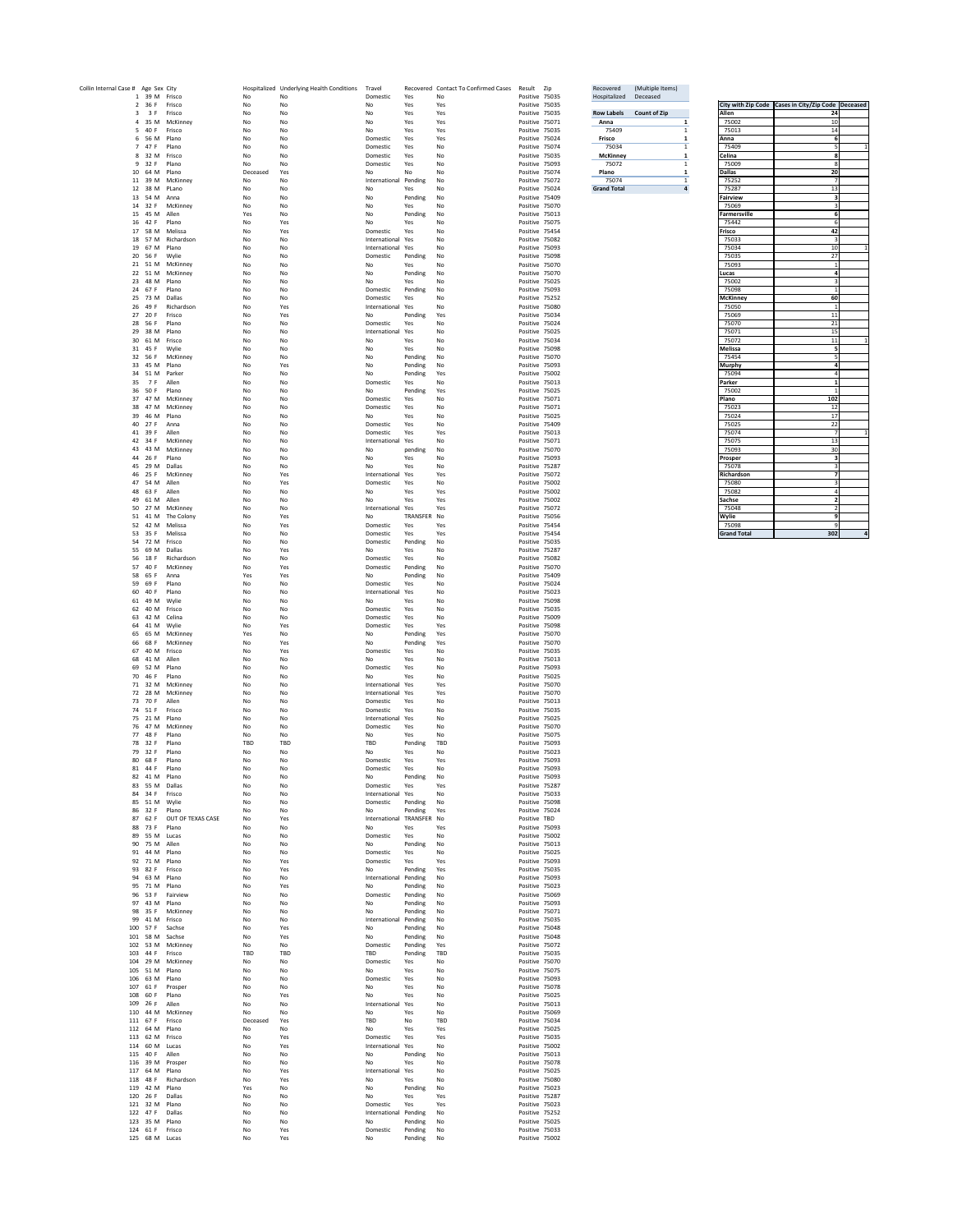| Collin Internal Case # | Age | Sex | City | Hospitalized | Underlying Health Conditions | Travel | Recovered | Contact To Confirmed Cases | Result | Zip |
|---|---|---|---|---|---|---|---|---|---|---|
| 1 | 39 | M | Frisco | No | No | Domestic | Yes | No | Positive | 75035 |
| 2 | 36 | F | Frisco | No | No | No | Yes | Yes | Positive | 75035 |
| 3 | 3 | F | Frisco | No | No | No | Yes | Yes | Positive | 75035 |
| 4 | 35 | M | McKinney | No | No | No | Yes | Yes | Positive | 75071 |
| 5 | 40 | F | Frisco | No | No | No | Yes | Yes | Positive | 75035 |
| 6 | 56 | M | Plano | No | No | Domestic | Yes | Yes | Positive | 75024 |
| 7 | 47 | F | Plano | No | No | Domestic | Yes | No | Positive | 75074 |
| 8 | 32 | M | Frisco | No | No | Domestic | Yes | No | Positive | 75035 |
| 9 | 32 | F | Plano | No | No | Domestic | Yes | No | Positive | 75093 |
| 10 | 64 | M | Plano | Deceased | Yes | No | No | No | Positive | 75074 |
| 11 | 39 | M | McKinney | No | No | International | Pending | No | Positive | 75072 |
| 12 | 38 | M | PLano | No | No | No | Yes | No | Positive | 75024 |
| 13 | 54 | M | Anna | No | No | No | Pending | No | Positive | 75409 |
| 14 | 32 | F | McKinney | No | No | No | Yes | No | Positive | 75070 |
| 15 | 45 | M | Allen | Yes | No | No | Pending | No | Positive | 75013 |
| 16 | 42 | F | Plano | No | Yes | No | Yes | No | Positive | 75075 |
| 17 | 58 | M | Melissa | No | Yes | Domestic | Yes | No | Positive | 75454 |
| 18 | 57 | M | Richardson | No | No | International | Yes | No | Positive | 75082 |
| 19 | 67 | M | Plano | No | No | International | Yes | No | Positive | 75093 |
| 20 | 56 | F | Wylie | No | No | Domestic | Pending | No | Positive | 75098 |
| 21 | 51 | M | McKinney | No | No | No | Yes | No | Positive | 75070 |
| 22 | 51 | M | McKinney | No | No | No | Pending | No | Positive | 75070 |
| 23 | 48 | M | Plano | No | No | No | Yes | No | Positive | 75025 |
| 24 | 67 | F | Plano | No | No | Domestic | Pending | No | Positive | 75093 |
| 25 | 73 | M | Dallas | No | No | Domestic | Yes | No | Positive | 75252 |
| 26 | 49 | F | Richardson | No | Yes | International | Yes | No | Positive | 75080 |
| 27 | 20 | F | Frisco | No | Yes | No | Pending | Yes | Positive | 75034 |
| 28 | 56 | F | Plano | No | No | Domestic | Yes | No | Positive | 75024 |
| 29 | 38 | M | Plano | No | No | International | Yes | No | Positive | 75025 |
| 30 | 61 | M | Frisco | No | No | No | Yes | No | Positive | 75034 |
| 31 | 45 | F | Wylie | No | No | No | Yes | No | Positive | 75098 |
| 32 | 56 | F | McKinney | No | No | No | Pending | No | Positive | 75070 |
| 33 | 45 | M | Plano | No | Yes | No | Pending | No | Positive | 75093 |
| 34 | 51 | M | Parker | No | No | No | Pending | Yes | Positive | 75002 |
| 35 | 7 | F | Allen | No | No | Domestic | Yes | No | Positive | 75013 |
| 36 | 50 | F | Plano | No | No | No | Pending | Yes | Positive | 75025 |
| 37 | 47 | M | McKinney | No | No | Domestic | Yes | No | Positive | 75071 |
| 38 | 47 | M | McKinney | No | No | Domestic | Yes | No | Positive | 75071 |
| 39 | 46 | M | Plano | No | No | No | Yes | No | Positive | 75025 |
| 40 | 27 | F | Anna | No | No | Domestic | Yes | No | Positive | 75409 |
| 41 | 39 | F | Allen | No | No | Domestic | Yes | Yes | Positive | 75013 |
| 42 | 34 | F | McKinney | No | No | International | Yes | No | Positive | 75071 |
| 43 | 43 | M | McKinney | No | No | No | pending | No | Positive | 75070 |
| 44 | 26 | F | Plano | No | No | No | Yes | No | Positive | 75093 |
| 45 | 29 | M | Dallas | No | No | No | Yes | No | Positive | 75287 |
| 46 | 25 | F | McKinney | No | Yes | International | Yes | Yes | Positive | 75072 |
| 47 | 54 | M | Allen | No | Yes | Domestic | Yes | No | Positive | 75002 |
| 48 | 63 | F | Allen | No | No | No | Yes | Yes | Positive | 75002 |
| 49 | 61 | M | Allen | No | No | No | Yes | Yes | Positive | 75002 |
| 50 | 27 | M | McKinney | No | No | International | Yes | Yes | Positive | 75072 |
| 51 | 41 | M | The Colony | No | Yes | No | TRANSFER | No | Positive | 75056 |
| 52 | 42 | M | Melissa | No | Yes | Domestic | Yes | Yes | Positive | 75454 |
| 53 | 35 | F | Melissa | No | No | Domestic | Yes | Yes | Positive | 75454 |
| 54 | 72 | M | Frisco | No | No | Domestic | Pending | No | Positive | 75035 |
| 55 | 69 | M | Dallas | No | Yes | No | Yes | No | Positive | 75287 |
| 56 | 18 | F | Richardson | No | No | Domestic | Yes | No | Positive | 75082 |
| 57 | 40 | F | McKinney | No | Yes | Domestic | Pending | No | Positive | 75070 |
| 58 | 65 | F | Anna | Yes | Yes | No | Pending | No | Positive | 75409 |
| 59 | 69 | F | Plano | No | No | Domestic | Yes | No | Positive | 75024 |
| 60 | 40 | F | Plano | No | No | International | Yes | No | Positive | 75023 |
| 61 | 49 | M | Wylie | No | No | No | Yes | No | Positive | 75098 |
| 62 | 40 | M | Frisco | No | No | Domestic | Yes | No | Positive | 75035 |
| 63 | 42 | M | Celina | No | No | Domestic | Yes | No | Positive | 75009 |
| 64 | 41 | M | Wylie | No | Yes | Domestic | Yes | Yes | Positive | 75098 |
| 65 | 65 | M | McKinney | Yes | No | No | Pending | Yes | Positive | 75070 |
| 66 | 68 | F | McKinney | No | Yes | No | Pending | Yes | Positive | 75070 |
| 67 | 40 | M | Frisco | No | Yes | Domestic | Yes | No | Positive | 75035 |
| 68 | 41 | M | Allen | No | No | No | Yes | No | Positive | 75013 |
| 69 | 52 | M | Plano | No | No | Domestic | Yes | No | Positive | 75093 |
| 70 | 46 | F | Plano | No | No | No | Yes | No | Positive | 75025 |
| 71 | 32 | M | McKinney | No | No | International | Yes | Yes | Positive | 75070 |
| 72 | 28 | M | McKinney | No | No | International | Yes | Yes | Positive | 75070 |
| 73 | 70 | F | Allen | No | No | Domestic | Yes | No | Positive | 75013 |
| 74 | 51 | F | Frisco | No | No | Domestic | Yes | No | Positive | 75035 |
| 75 | 21 | M | Plano | No | No | International | Yes | No | Positive | 75025 |
| 76 | 47 | M | McKinney | No | No | Domestic | Yes | No | Positive | 75070 |
| 77 | 48 | F | Plano | No | No | No | Yes | No | Positive | 75075 |
| 78 | 32 | F | Plano | TBD | TBD | TBD | Pending | TBD | Positive | 75093 |
| 79 | 32 | F | Plano | No | No | No | Yes | No | Positive | 75023 |
| 80 | 68 | F | Plano | No | No | Domestic | Yes | Yes | Positive | 75093 |
| 81 | 44 | F | Plano | No | No | Domestic | Yes | No | Positive | 75093 |
| 82 | 41 | M | Plano | No | No | No | Pending | No | Positive | 75093 |
| 83 | 55 | M | Dallas | No | No | Domestic | Yes | Yes | Positive | 75287 |
| 84 | 34 | F | Frisco | No | No | International | Yes | No | Positive | 75033 |
| 85 | 51 | M | Wylie | No | No | Domestic | Pending | No | Positive | 75098 |
| 86 | 32 | F | Plano | No | No | No | Pending | Yes | Positive | 75024 |
| 87 | 62 | F | OUT OF TEXAS CASE | No | Yes | International | TRANSFER | No | Positive | TBD |
| 88 | 73 | F | Plano | No | No | No | Yes | Yes | Positive | 75093 |
| 89 | 55 | M | Lucas | No | No | Domestic | Yes | No | Positive | 75002 |
| 90 | 75 | M | Allen | No | No | No | Pending | No | Positive | 75013 |
| 91 | 44 | M | Plano | No | No | Domestic | Yes | No | Positive | 75025 |
| 92 | 71 | M | Plano | No | Yes | Domestic | Yes | Yes | Positive | 75093 |
| 93 | 82 | F | Frisco | No | Yes | No | Pending | Yes | Positive | 75035 |
| 94 | 63 | M | Plano | No | No | International | Pending | No | Positive | 75093 |
| 95 | 71 | M | Plano | No | Yes | No | Pending | No | Positive | 75023 |
| 96 | 53 | F | Fairview | No | No | Domestic | Pending | No | Positive | 75069 |
| 97 | 43 | M | Plano | No | No | No | Pending | No | Positive | 75093 |
| 98 | 35 | F | McKinney | No | No | No | Pending | No | Positive | 75071 |
| 99 | 41 | M | Frisco | No | No | International | Pending | No | Positive | 75035 |
| 100 | 57 | F | Sachse | No | Yes | No | Pending | No | Positive | 75048 |
| 101 | 58 | M | Sachse | No | Yes | No | Pending | No | Positive | 75048 |
| 102 | 53 | M | McKinney | No | No | Domestic | Pending | Yes | Positive | 75072 |
| 103 | 44 | F | Frisco | TBD | TBD | TBD | Pending | TBD | Positive | 75035 |
| 104 | 29 | M | McKinney | No | No | Domestic | Yes | No | Positive | 75070 |
| 105 | 51 | M | Plano | No | No | No | Yes | No | Positive | 75075 |
| 106 | 63 | M | Plano | No | No | Domestic | Yes | No | Positive | 75093 |
| 107 | 61 | F | Prosper | No | No | No | Yes | No | Positive | 75078 |
| 108 | 60 | F | Plano | No | Yes | No | Yes | No | Positive | 75025 |
| 109 | 26 | F | Allen | No | No | International | Yes | No | Positive | 75013 |
| 110 | 44 | M | McKinney | No | No | No | Yes | No | Positive | 75069 |
| 111 | 67 | F | Frisco | Deceased | Yes | TBD | No | TBD | Positive | 75034 |
| 112 | 64 | M | Plano | No | No | No | Yes | Yes | Positive | 75025 |
| 113 | 62 | M | Frisco | No | Yes | Domestic | Yes | Yes | Positive | 75035 |
| 114 | 60 | M | Lucas | No | Yes | International | Yes | No | Positive | 75002 |
| 115 | 40 | F | Allen | No | No | No | Pending | No | Positive | 75013 |
| 116 | 39 | M | Prosper | No | No | No | Yes | No | Positive | 75078 |
| 117 | 64 | M | Plano | No | Yes | International | Yes | No | Positive | 75025 |
| 118 | 48 | F | Richardson | No | Yes | No | Yes | No | Positive | 75080 |
| 119 | 42 | M | Plano | Yes | No | No | Pending | No | Positive | 75023 |
| 120 | 26 | F | Dallas | No | No | No | Yes | Yes | Positive | 75287 |
| 121 | 32 | M | Plano | No | No | Domestic | Yes | Yes | Positive | 75023 |
| 122 | 47 | F | Dallas | No | No | International | Pending | No | Positive | 75252 |
| 123 | 35 | M | Plano | No | No | No | Pending | No | Positive | 75025 |
| 124 | 61 | F | Frisco | No | Yes | Domestic | Pending | No | Positive | 75033 |
| 125 | 68 | M | Lucas | No | Yes | No | Pending | No | Positive | 75002 |

| Recovered | (Multiple Items) |
|---|---|
| Hospitalized | Deceased |

| Row Labels | Count of Zip |
|---|---|
| **Anna** | **1** |
| 75409 | 1 |
| **Frisco** | **1** |
| 75034 | 1 |
| **McKinney** | **1** |
| 75072 | 1 |
| **Plano** | **1** |
| 75074 | 1 |
| **Grand Total** | **4** |

| City with Zip Code | Cases in City/Zip Code | Deceased |
|---|---|---|
| **Allen** | **24** | |
| 75002 | 10 | |
| 75013 | 14 | |
| **Anna** | **6** | |
| 75409 | 6 | 1 |
| **Celina** | **8** | |
| 75009 | 8 | |
| **Dallas** | **20** | |
| 75252 | 7 | |
| 75287 | 13 | |
| **Fairview** | **3** | |
| 75069 | 3 | |
| **Farmersville** | **6** | |
| 75442 | 6 | |
| **Frisco** | **42** | |
| 75033 | 3 | |
| 75034 | 10 | 1 |
| 75035 | 27 | |
| 75093 | 1 | |
| **Lucas** | **4** | |
| 75002 | 3 | |
| 75098 | 1 | |
| **McKinney** | **60** | |
| 75050 | 1 | |
| 75069 | 11 | |
| 75070 | 21 | |
| 75071 | 15 | |
| 75072 | 11 | 1 |
| **Melissa** | **5** | |
| 75454 | 5 | |
| **Murphy** | **4** | |
| 75094 | 4 | |
| **Parker** | **1** | |
| 75002 | 1 | |
| **Plano** | **102** | |
| 75023 | 12 | |
| 75024 | 17 | |
| 75025 | 22 | |
| 75074 | 7 | 1 |
| 75075 | 13 | |
| 75093 | 30 | |
| **Prosper** | **3** | |
| 75078 | 3 | |
| **Richardson** | **7** | |
| 75080 | 3 | |
| 75082 | 4 | |
| **Sachse** | **2** | |
| 75048 | 2 | |
| **Wylie** | **9** | |
| 75098 | 9 | |
| **Grand Total** | **302** | **4** |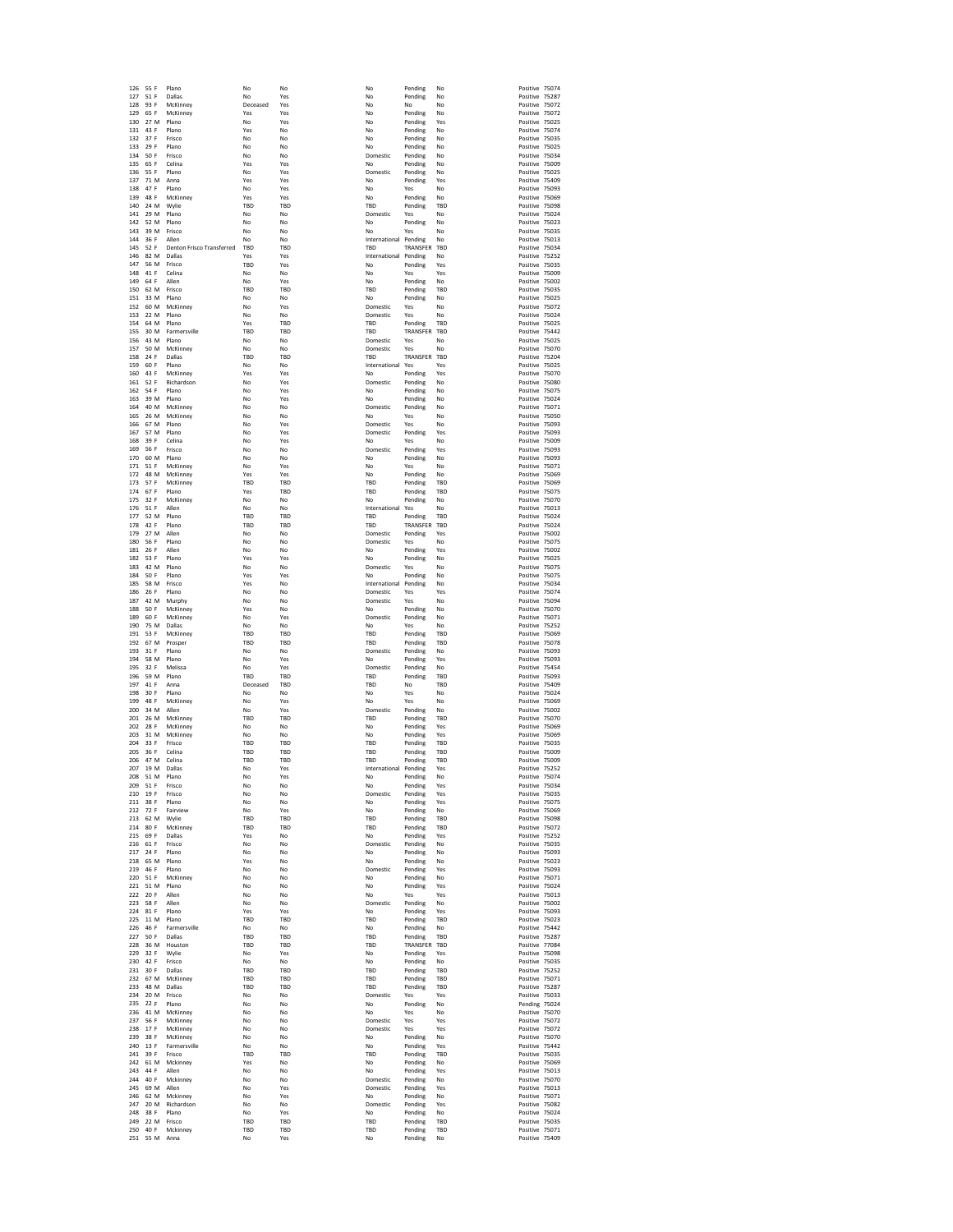| | | | | | | | | | | |
|---|---|---|---|---|---|---|---|---|---|---|
| 126 | 55 F | Plano | No | No | No | Pending | No | Positive | 75074 |
| 127 | 51 F | Dallas | No | Yes | No | Pending | No | Positive | 75287 |
| 128 | 93 F | McKinney | Deceased | Yes | No | No | No | Positive | 75072 |
| 129 | 65 F | McKinney | Yes | Yes | No | Pending | No | Positive | 75072 |
| 130 | 27 M | Plano | No | Yes | No | Pending | Yes | Positive | 75025 |
| 131 | 43 F | Plano | Yes | No | No | Pending | No | Positive | 75074 |
| 132 | 37 F | Frisco | No | No | No | Pending | No | Positive | 75035 |
| 133 | 29 F | Plano | No | No | No | Pending | No | Positive | 75025 |
| 134 | 50 F | Frisco | No | No | Domestic | Pending | No | Positive | 75034 |
| 135 | 65 F | Celina | Yes | Yes | No | Pending | No | Positive | 75009 |
| 136 | 55 F | Plano | No | Yes | Domestic | Pending | No | Positive | 75025 |
| 137 | 71 M | Anna | Yes | Yes | No | Pending | Yes | Positive | 75409 |
| 138 | 47 F | Plano | No | Yes | No | Yes | No | Positive | 75093 |
| 139 | 48 F | McKinney | Yes | Yes | No | Pending | No | Positive | 75069 |
| 140 | 24 M | Wylie | TBD | TBD | TBD | Pending | TBD | Positive | 75098 |
| 141 | 29 M | Plano | No | No | Domestic | Yes | No | Positive | 75024 |
| 142 | 52 M | Plano | No | No | No | Pending | No | Positive | 75023 |
| 143 | 39 M | Frisco | No | No | No | Yes | No | Positive | 75035 |
| 144 | 36 F | Allen | No | No | International | Pending | No | Positive | 75013 |
| 145 | 52 F | Denton Frisco Transferred | TBD | TBD | TBD | TRANSFER | TBD | Positive | 75034 |
| 146 | 82 M | Dallas | Yes | Yes | International | Pending | No | Positive | 75252 |
| 147 | 56 M | Frisco | TBD | Yes | No | Pending | Yes | Positive | 75035 |
| 148 | 41 F | Celina | No | No | No | Yes | Yes | Positive | 75009 |
| 149 | 64 F | Allen | No | Yes | No | Pending | No | Positive | 75002 |
| 150 | 62 M | Frisco | TBD | TBD | TBD | Pending | TBD | Positive | 75035 |
| 151 | 33 M | Plano | No | No | No | Pending | No | Positive | 75025 |
| 152 | 60 M | McKinney | No | Yes | Domestic | Yes | No | Positive | 75072 |
| 153 | 22 M | Plano | No | No | Domestic | Yes | No | Positive | 75024 |
| 154 | 64 M | Plano | Yes | TBD | TBD | Pending | TBD | Positive | 75025 |
| 155 | 30 M | Farmersville | TBD | TBD | TBD | TRANSFER | TBD | Positive | 75442 |
| 156 | 43 M | Plano | No | No | Domestic | Yes | No | Positive | 75025 |
| 157 | 50 M | McKinney | No | No | Domestic | Yes | No | Positive | 75070 |
| 158 | 24 F | Dallas | TBD | TBD | TBD | TRANSFER | TBD | Positive | 75204 |
| 159 | 60 F | Plano | No | No | International | Yes | Yes | Positive | 75025 |
| 160 | 43 F | McKinney | Yes | Yes | No | Pending | Yes | Positive | 75070 |
| 161 | 52 F | Richardson | No | Yes | Domestic | Pending | No | Positive | 75080 |
| 162 | 54 F | Plano | No | Yes | No | Pending | No | Positive | 75075 |
| 163 | 39 M | Plano | No | Yes | No | Pending | No | Positive | 75024 |
| 164 | 40 M | McKinney | No | No | Domestic | Pending | No | Positive | 75071 |
| 165 | 26 M | McKinney | No | No | No | Yes | No | Positive | 75050 |
| 166 | 67 M | Plano | No | Yes | Domestic | Yes | No | Positive | 75093 |
| 167 | 57 M | Plano | No | Yes | Domestic | Pending | Yes | Positive | 75093 |
| 168 | 39 F | Celina | No | Yes | No | Yes | No | Positive | 75009 |
| 169 | 56 F | Frisco | No | No | Domestic | Pending | Yes | Positive | 75093 |
| 170 | 60 M | Plano | No | No | No | Pending | No | Positive | 75093 |
| 171 | 51 F | McKinney | No | Yes | No | Yes | No | Positive | 75071 |
| 172 | 48 M | McKinney | Yes | Yes | No | Pending | No | Positive | 75069 |
| 173 | 57 F | McKinney | TBD | TBD | TBD | Pending | TBD | Positive | 75069 |
| 174 | 67 F | Plano | Yes | TBD | TBD | Pending | TBD | Positive | 75075 |
| 175 | 32 F | McKinney | No | No | No | Pending | No | Positive | 75070 |
| 176 | 51 F | Allen | No | No | International | Yes | No | Positive | 75013 |
| 177 | 52 M | Plano | TBD | TBD | TBD | Pending | TBD | Positive | 75024 |
| 178 | 42 F | Plano | TBD | TBD | TBD | TRANSFER | TBD | Positive | 75024 |
| 179 | 27 M | Allen | No | No | Domestic | Pending | Yes | Positive | 75002 |
| 180 | 56 F | Plano | No | No | Domestic | Yes | No | Positive | 75075 |
| 181 | 26 F | Allen | No | No | No | Pending | Yes | Positive | 75002 |
| 182 | 53 F | Plano | Yes | Yes | No | Pending | No | Positive | 75025 |
| 183 | 42 M | Plano | No | No | Domestic | Yes | No | Positive | 75075 |
| 184 | 50 F | Plano | Yes | Yes | No | Pending | No | Positive | 75075 |
| 185 | 58 M | Frisco | Yes | No | International | Pending | No | Positive | 75034 |
| 186 | 26 F | Plano | No | No | Domestic | Yes | Yes | Positive | 75074 |
| 187 | 42 M | Murphy | No | No | Domestic | Yes | No | Positive | 75094 |
| 188 | 50 F | McKinney | Yes | No | No | Pending | No | Positive | 75070 |
| 189 | 60 F | McKinney | No | Yes | Domestic | Pending | No | Positive | 75071 |
| 190 | 75 M | Dallas | No | No | No | Yes | No | Positive | 75252 |
| 191 | 53 F | McKinney | TBD | TBD | TBD | Pending | TBD | Positive | 75069 |
| 192 | 67 M | Prosper | TBD | TBD | TBD | Pending | TBD | Positive | 75078 |
| 193 | 31 F | Plano | No | No | Domestic | Pending | No | Positive | 75093 |
| 194 | 58 M | Plano | No | Yes | No | Pending | Yes | Positive | 75093 |
| 195 | 32 F | Melissa | No | Yes | Domestic | Pending | No | Positive | 75454 |
| 196 | 59 M | Plano | TBD | TBD | TBD | Pending | TBD | Positive | 75093 |
| 197 | 41 F | Anna | Deceased | TBD | TBD | No | TBD | Positive | 75409 |
| 198 | 30 F | Plano | No | No | No | Yes | No | Positive | 75024 |
| 199 | 48 F | McKinney | No | Yes | No | Yes | No | Positive | 75069 |
| 200 | 34 M | Allen | No | Yes | Domestic | Pending | No | Positive | 75002 |
| 201 | 26 M | McKinney | TBD | TBD | TBD | Pending | TBD | Positive | 75070 |
| 202 | 28 F | McKinney | No | No | No | Pending | Yes | Positive | 75069 |
| 203 | 31 M | McKinney | No | No | No | Pending | Yes | Positive | 75069 |
| 204 | 33 F | Frisco | TBD | TBD | TBD | Pending | TBD | Positive | 75035 |
| 205 | 36 F | Celina | TBD | TBD | TBD | Pending | TBD | Positive | 75009 |
| 206 | 47 M | Celina | TBD | TBD | TBD | Pending | TBD | Positive | 75009 |
| 207 | 19 M | Dallas | No | Yes | International | Pending | Yes | Positive | 75252 |
| 208 | 51 M | Plano | No | Yes | No | Pending | No | Positive | 75074 |
| 209 | 51 F | Frisco | No | No | No | Pending | Yes | Positive | 75034 |
| 210 | 19 F | Frisco | No | No | Domestic | Pending | Yes | Positive | 75035 |
| 211 | 38 F | Plano | No | No | No | Pending | Yes | Positive | 75075 |
| 212 | 72 F | Fairview | No | Yes | No | Pending | No | Positive | 75069 |
| 213 | 62 M | Wylie | TBD | TBD | TBD | Pending | TBD | Positive | 75098 |
| 214 | 80 F | McKinney | TBD | TBD | TBD | Pending | TBD | Positive | 75072 |
| 215 | 69 F | Dallas | Yes | No | No | Pending | Yes | Positive | 75252 |
| 216 | 61 F | Frisco | No | No | Domestic | Pending | No | Positive | 75035 |
| 217 | 24 F | Plano | No | No | No | Pending | No | Positive | 75093 |
| 218 | 65 M | Plano | Yes | No | No | Pending | No | Positive | 75023 |
| 219 | 46 F | Plano | No | No | Domestic | Pending | Yes | Positive | 75093 |
| 220 | 51 F | McKinney | No | No | No | Pending | No | Positive | 75071 |
| 221 | 51 M | Plano | No | No | No | Pending | Yes | Positive | 75024 |
| 222 | 20 F | Allen | No | No | No | Yes | Yes | Positive | 75013 |
| 223 | 58 F | Allen | No | No | Domestic | Pending | No | Positive | 75002 |
| 224 | 81 F | Plano | Yes | Yes | No | Pending | Yes | Positive | 75093 |
| 225 | 11 M | Plano | TBD | TBD | TBD | Pending | TBD | Positive | 75023 |
| 226 | 46 F | Farmersville | No | No | No | Pending | No | Positive | 75442 |
| 227 | 50 F | Dallas | TBD | TBD | TBD | Pending | TBD | Positive | 75287 |
| 228 | 36 M | Houston | TBD | TBD | TBD | TRANSFER | TBD | Positive | 77084 |
| 229 | 32 F | Wylie | No | Yes | No | Pending | Yes | Positive | 75098 |
| 230 | 42 F | Frisco | No | No | No | Pending | No | Positive | 75035 |
| 231 | 30 F | Dallas | TBD | TBD | TBD | Pending | TBD | Positive | 75252 |
| 232 | 67 M | McKinney | TBD | TBD | TBD | Pending | TBD | Positive | 75071 |
| 233 | 48 M | Dallas | TBD | TBD | TBD | Pending | TBD | Positive | 75287 |
| 234 | 20 M | Frisco | No | No | Domestic | Yes | Yes | Positive | 75033 |
| 235 | 22 F | Plano | No | No | No | Pending | No | Pending | 75024 |
| 236 | 41 M | McKinney | No | No | No | Yes | No | Positive | 75070 |
| 237 | 56 F | McKinney | No | No | Domestic | Yes | Yes | Positive | 75072 |
| 238 | 17 F | McKinney | No | No | Domestic | Yes | Yes | Positive | 75072 |
| 239 | 38 F | McKinney | No | No | No | Pending | No | Positive | 75070 |
| 240 | 13 F | Farmersville | No | No | No | Pending | Yes | Positive | 75442 |
| 241 | 39 F | Frisco | TBD | TBD | TBD | Pending | TBD | Positive | 75035 |
| 242 | 61 M | Mckinney | Yes | No | No | Pending | No | Positive | 75069 |
| 243 | 44 F | Allen | No | No | No | Pending | Yes | Positive | 75013 |
| 244 | 40 F | Mckinney | No | No | Domestic | Pending | No | Positive | 75070 |
| 245 | 69 M | Allen | No | Yes | Domestic | Pending | Yes | Positive | 75013 |
| 246 | 62 M | Mckinney | No | Yes | No | Pending | No | Positive | 75071 |
| 247 | 20 M | Richardson | No | No | Domestic | Pending | Yes | Positive | 75082 |
| 248 | 38 F | Plano | No | Yes | No | Pending | No | Positive | 75024 |
| 249 | 22 M | Frisco | TBD | TBD | TBD | Pending | TBD | Positive | 75035 |
| 250 | 40 F | Mckinney | TBD | TBD | TBD | Pending | TBD | Positive | 75071 |
| 251 | 55 M | Anna | No | Yes | No | Pending | No | Positive | 75409 |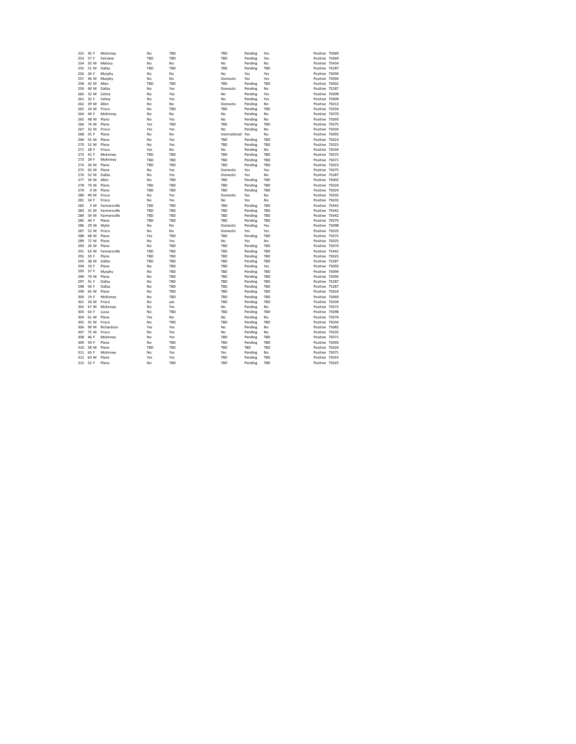| | | | | | | | | | | |
|---|---|---|---|---|---|---|---|---|---|---|
| 252 | 45 | F | Mckinney | No | TBD | TBD | Pending | Yes | Positive | 75069 |
| 253 | 57 | F | Fairview | TBD | TBD | TBD | Pending | Yes | Positive | 75069 |
| 254 | 35 | M | Melissa | No | No | No | Pending | No | Positive | 75454 |
| 255 | 51 | M | Dallas | TBD | TBD | TBD | Pending | TBD | Positive | 75287 |
| 256 | 26 | F | Murphy | No | No | No | Yes | Yes | Positive | 75094 |
| 257 | 46 | M | Murphy | No | No | Domestic | Yes | Yes | Positive | 75094 |
| 258 | 42 | M | Allen | TBD | TBD | TBD | Pending | TBD | Positive | 75002 |
| 259 | 40 | M | Dallas | No | Yes | Domestic | Pending | No | Positive | 75287 |
| 260 | 32 | M | Celina | No | Yes | No | Pending | Yes | Positive | 75009 |
| 261 | 32 | F | Celina | No | Yes | No | Pending | Yes | Positive | 75009 |
| 262 | 39 | M | Allen | No | No | Domestic | Pending | No | Positive | 75013 |
| 263 | 24 | M | Frisco | No | TBD | TBD | Pending | TBD | Positive | 75034 |
| 264 | 44 | F | McKinney | No | No | No | Pending | No | Positive | 75070 |
| 265 | 48 | M | Plano | No | Yes | No | Pending | No | Positive | 75093 |
| 266 | 74 | M | Plano | Yes | TBD | TBD | Pending | TBD | Positive | 75075 |
| 267 | 32 | M | Frisco | Yes | Yes | No | Pending | No | Positive | 75034 |
| 268 | 55 | F | Plano | No | No | International | Yes | No | Positive | 75093 |
| 269 | 55 | M | Plano | No | Yes | TBD | Pending | TBD | Positive | 75023 |
| 270 | 52 | M | Plano | No | Yes | TBD | Pending | TBD | Positive | 75023 |
| 271 | 28 | F | Frisco | Yes | No | No | Pending | No | Positive | 75034 |
| 272 | 41 | F | Mckinney | TBD | TBD | TBD | Pending | TBD | Positive | 75072 |
| 273 | 29 | F | McKinney | TBD | TBD | TBD | Pending | TBD | Positive | 75071 |
| 274 | 34 | M | Plano | TBD | TBD | TBD | Pending | TBD | Positive | 75023 |
| 275 | 65 | M | Plano | No | Yes | Domestic | Yes | Yes | Positive | 75075 |
| 276 | 52 | M | Dallas | No | Yes | Domestic | Yes | No | Positive | 75287 |
| 277 | 34 | M | Allen | No | TBD | TBD | Pending | TBD | Positive | 75002 |
| 278 | 74 | M | Plano | TBD | TBD | TBD | Pending | TBD | Positive | 75024 |
| 279 | 0 | M | Plano | TBD | TBD | TBD | Pending | TBD | Positive | 75024 |
| 280 | 49 | M | Frisco | No | Yes | Domestic | Yes | No | Positive | 75035 |
| 281 | 54 | F | Frisco | No | Yes | No | Yes | No | Positive | 75035 |
| 282 | 3 | M | Farmersville | TBD | TBD | TBD | Pending | TBD | Positive | 75442 |
| 283 | 31 | M | Farmersville | TBD | TBD | TBD | Pending | TBD | Positive | 75442 |
| 284 | 34 | M | Farmersville | TBD | TBD | TBD | Pending | TBD | Positive | 75442 |
| 285 | 44 | F | Plano | TBD | TBD | TBD | Pending | TBD | Positive | 75075 |
| 286 | 29 | M | Wylie | No | No | Domestic | Pending | Yes | Positive | 75098 |
| 287 | 52 | M | Frisco | No | No | Domestic | Yes | Yes | Positive | 75035 |
| 288 | 68 | M | Plano | Yes | TBD | TBD | Pending | TBD | Positive | 75075 |
| 289 | 72 | M | Plano | No | Yes | No | Yes | No | Positive | 75025 |
| 290 | 26 | M | Plano | No | TBD | TBD | Pending | TBD | Positive | 75074 |
| 291 | 63 | M | Farmersville | TBD | TBD | TBD | Pending | TBD | Positive | 75442 |
| 292 | 59 | F | Plano | TBD | TBD | TBD | Pending | TBD | Positive | 75025 |
| 293 | 38 | M | Dallas | TBD | TBD | TBD | Pending | TBD | Positive | 75287 |
| 294 | 19 | F | Plano | No | TBD | TBD | Pending | Yes | Positive | 75093 |
| 295 | 37 | F | Murphy | No | TBD | TBD | Pending | TBD | Positive | 75094 |
| 296 | 74 | M | Plano | No | TBD | TBD | Pending | TBD | Positive | 75093 |
| 297 | 41 | F | Dallas | No | TBD | TBD | Pending | TBD | Positive | 75287 |
| 298 | 50 | F | Dallas | No | TBD | TBD | Pending | TBD | Positive | 75287 |
| 299 | 65 | M | Plano | No | TBD | TBD | Pending | TBD | Positive | 75024 |
| 300 | 19 | F | McKinney | No | TBD | TBD | Pending | TBD | Positive | 75069 |
| 301 | 34 | M | Frisco | No | yes | TBD | Pending | TBD | Positive | 75034 |
| 302 | 67 | M | Mckinney | No | Yes | No | Pending | No | Positive | 75072 |
| 303 | 63 | F | Lucas | No | TBD | TBD | Pending | TBD | Positive | 75098 |
| 304 | 61 | M | Plano | Yes | No | No | Pending | No | Positive | 75074 |
| 305 | 41 | M | Frisco | No | TBD | TBD | Pending | TBD | Positive | 75034 |
| 306 | 90 | M | Richardson | Yes | Yes | No | Pending | No | Positive | 75082 |
| 307 | 75 | M | Frisco | No | Yes | No | Pending | No | Positive | 75035 |
| 308 | 46 | F | Mckinney | No | Yes | TBD | Pending | TBD | Positive | 75071 |
| 309 | 59 | F | Plano | No | TBD | TBD | Pending | TBD | Positive | 75093 |
| 310 | 58 | M | Plano | TBD | TBD | TBD | TBD | TBD | Positive | 75024 |
| 311 | 63 | F | Mckinney | No | Yes | Yes | Pending | No | Positive | 75071 |
| 312 | 63 | M | Plano | Yes | Yes | TBD | Pending | TBD | Positive | 75023 |
| 313 | 52 | F | Plano | No | TBD | TBD | Pending | TBD | Positive | 75025 |